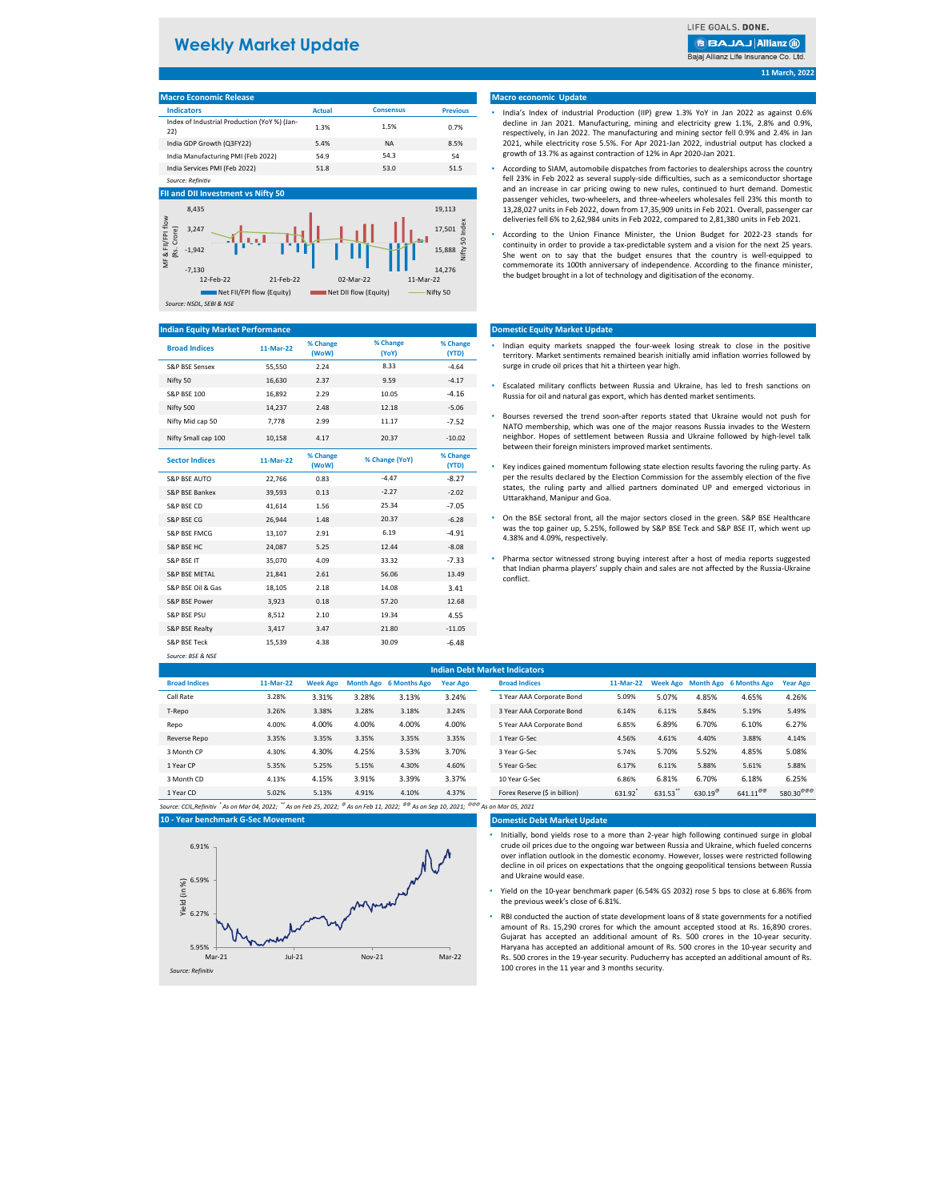# Weekly Market Update

LIFE GOALS. DONE.
Bajaj Allianz Life Insurance Co. Ltd.

11 March, 2022

## Macro Economic Release

| Indicators | Actual | Consensus | Previous |
|---|---|---|---|
| Index of Industrial Production (YoY %) (Jan-22) | 1.3% | 1.5% | 0.7% |
| India GDP Growth (Q3FY22) | 5.4% | NA | 8.5% |
| India Manufacturing PMI (Feb 2022) | 54.9 | 54.3 | 54 |
| India Services PMI (Feb 2022) | 51.8 | 53.0 | 51.5 |

*Source: Refinitiv*

## FII and DII Investment vs Nifty 50

MF & FII/FPI flow (Rs. Crore): 8,435; 3,247; -1,942; -7,130
Nifty 50 Index: 19,113; 17,501; 15,888; 14,276
12-Feb-22, 21-Feb-22, 02-Mar-22, 11-Mar-22
Net FII/FPI flow (Equity) | Net DII flow (Equity) | Nifty 50

*Source: NSDL, SEBI & NSE*

## Macro economic Update

- India's Index of industrial Production (IIP) grew 1.3% YoY in Jan 2022 as against 0.6% decline in Jan 2021. Manufacturing, mining and electricity grew 1.1%, 2.8% and 0.9%, respectively, in Jan 2022. The manufacturing and mining sector fell 0.9% and 2.4% in Jan 2021, while electricity rose 5.5%. For Apr 2021-Jan 2022, industrial output has clocked a growth of 13.7% as against contraction of 12% in Apr 2020-Jan 2021.
- According to SIAM, automobile dispatches from factories to dealerships across the country fell 23% in Feb 2022 as several supply-side difficulties, such as a semiconductor shortage and an increase in car pricing owing to new rules, continued to hurt demand. Domestic passenger vehicles, two-wheelers, and three-wheelers wholesales fell 23% this month to 13,28,027 units in Feb 2022, down from 17,35,909 units in Feb 2021. Overall, passenger car deliveries fell 6% to 2,62,984 units in Feb 2022, compared to 2,81,380 units in Feb 2021.
- According to the Union Finance Minister, the Union Budget for 2022-23 stands for continuity in order to provide a tax-predictable system and a vision for the next 25 years. She went on to say that the budget ensures that the country is well-equipped to commemorate its 100th anniversary of independence. According to the finance minister, the budget brought in a lot of technology and digitisation of the economy.

## Indian Equity Market Performance

| Broad Indices | 11-Mar-22 | % Change (WoW) | % Change (YoY) | % Change (YTD) |
|---|---|---|---|---|
| S&P BSE Sensex | 55,550 | 2.24 | 8.33 | -4.64 |
| Nifty 50 | 16,630 | 2.37 | 9.59 | -4.17 |
| S&P BSE 100 | 16,892 | 2.29 | 10.05 | -4.16 |
| Nifty 500 | 14,237 | 2.48 | 12.18 | -5.06 |
| Nifty Mid cap 50 | 7,778 | 2.99 | 11.17 | -7.52 |
| Nifty Small cap 100 | 10,158 | 4.17 | 20.37 | -10.02 |
| **Sector Indices** | **11-Mar-22** | **% Change (WoW)** | **% Change (YoY)** | **% Change (YTD)** |
| S&P BSE AUTO | 22,766 | 0.83 | -4.47 | -8.27 |
| S&P BSE Bankex | 39,593 | 0.13 | -2.27 | -2.02 |
| S&P BSE CD | 41,614 | 1.56 | 25.34 | -7.05 |
| S&P BSE CG | 26,944 | 1.48 | 20.37 | -6.28 |
| S&P BSE FMCG | 13,107 | 2.91 | 6.19 | -4.91 |
| S&P BSE HC | 24,087 | 5.25 | 12.44 | -8.08 |
| S&P BSE IT | 35,070 | 4.09 | 33.32 | -7.33 |
| S&P BSE METAL | 21,841 | 2.61 | 56.06 | 13.49 |
| S&P BSE Oil & Gas | 18,105 | 2.18 | 14.08 | 3.41 |
| S&P BSE Power | 3,923 | 0.18 | 57.20 | 12.68 |
| S&P BSE PSU | 8,512 | 2.10 | 19.34 | 4.55 |
| S&P BSE Realty | 3,417 | 3.47 | 21.80 | -11.05 |
| S&P BSE Teck | 15,539 | 4.38 | 30.09 | -6.48 |

*Source: BSE & NSE*

## Domestic Equity Market Update

- Indian equity markets snapped the four-week losing streak to close in the positive territory. Market sentiments remained bearish initially amid inflation worries followed by surge in crude oil prices that hit a thirteen year high.
- Escalated military conflicts between Russia and Ukraine, has led to fresh sanctions on Russia for oil and natural gas export, which has dented market sentiments.
- Bourses reversed the trend soon-after reports stated that Ukraine would not push for NATO membership, which was one of the major reasons Russia invades to the Western neighbor. Hopes of settlement between Russia and Ukraine followed by high-level talk between their foreign ministers improved market sentiments.
- Key indices gained momentum following state election results favoring the ruling party. As per the results declared by the Election Commission for the assembly election of the five states, the ruling party and allied partners dominated UP and emerged victorious in Uttarakhand, Manipur and Goa.
- On the BSE sectoral front, all the major sectors closed in the green. S&P BSE Healthcare was the top gainer up, 5.25%, followed by S&P BSE Teck and S&P BSE IT, which went up 4.38% and 4.09%, respectively.
- Pharma sector witnessed strong buying interest after a host of media reports suggested that Indian pharma players' supply chain and sales are not affected by the Russia-Ukraine conflict.

## Indian Debt Market Indicators

| Broad Indices | 11-Mar-22 | Week Ago | Month Ago | 6 Months Ago | Year Ago |
|---|---|---|---|---|---|
| Call Rate | 3.28% | 3.31% | 3.28% | 3.13% | 3.24% |
| T-Repo | 3.26% | 3.38% | 3.28% | 3.18% | 3.24% |
| Repo | 4.00% | 4.00% | 4.00% | 4.00% | 4.00% |
| Reverse Repo | 3.35% | 3.35% | 3.35% | 3.35% | 3.35% |
| 3 Month CP | 4.30% | 4.30% | 4.25% | 3.53% | 3.70% |
| 1 Year CP | 5.35% | 5.25% | 5.15% | 4.30% | 4.60% |
| 3 Month CD | 4.13% | 4.15% | 3.91% | 3.39% | 3.37% |
| 1 Year CD | 5.02% | 5.13% | 4.91% | 4.10% | 4.37% |

| Broad Indices | 11-Mar-22 | Week Ago | Month Ago | 6 Months Ago | Year Ago |
|---|---|---|---|---|---|
| 1 Year AAA Corporate Bond | 5.09% | 5.07% | 4.85% | 4.65% | 4.26% |
| 3 Year AAA Corporate Bond | 6.14% | 6.11% | 5.84% | 5.19% | 5.49% |
| 5 Year AAA Corporate Bond | 6.85% | 6.89% | 6.70% | 6.10% | 6.27% |
| 1 Year G-Sec | 4.56% | 4.61% | 4.40% | 3.88% | 4.14% |
| 3 Year G-Sec | 5.74% | 5.70% | 5.52% | 4.85% | 5.08% |
| 5 Year G-Sec | 6.17% | 6.11% | 5.88% | 5.61% | 5.88% |
| 10 Year G-Sec | 6.86% | 6.81% | 6.70% | 6.18% | 6.25% |
| Forex Reserve ($ in billion) | 631.92* | 631.53** | 630.19@ | 641.11@@ | 580.30@@@ |

*Source: CCIL,Refinitiv* * As on Mar 04, 2022; ** As on Feb 25, 2022; @ As on Feb 11, 2022; @@ As on Sep 10, 2021; @@@ As on Mar 05, 2021

## 10 - Year benchmark G-Sec Movement

Yield (in %): 6.91%, 6.59%, 6.27%, 5.95%
Mar-21, Jul-21, Nov-21, Mar-22

*Source: Refinitiv*

## Domestic Debt Market Update

- Initially, bond yields rose to a more than 2-year high following continued surge in global crude oil prices due to the ongoing war between Russia and Ukraine, which fueled concerns over inflation outlook in the domestic economy. However, losses were restricted following decline in oil prices on expectations that the ongoing geopolitical tensions between Russia and Ukraine would ease.
- Yield on the 10-year benchmark paper (6.54% GS 2032) rose 5 bps to close at 6.86% from the previous week's close of 6.81%.
- RBI conducted the auction of state development loans of 8 state governments for a notified amount of Rs. 15,290 crores for which the amount accepted stood at Rs. 16,890 crores. Gujarat has accepted an additional amount of Rs. 500 crores in the 10-year security. Haryana has accepted an additional amount of Rs. 500 crores in the 10-year security and Rs. 500 crores in the 19-year security. Puducherry has accepted an additional amount of Rs. 100 crores in the 11 year and 3 months security.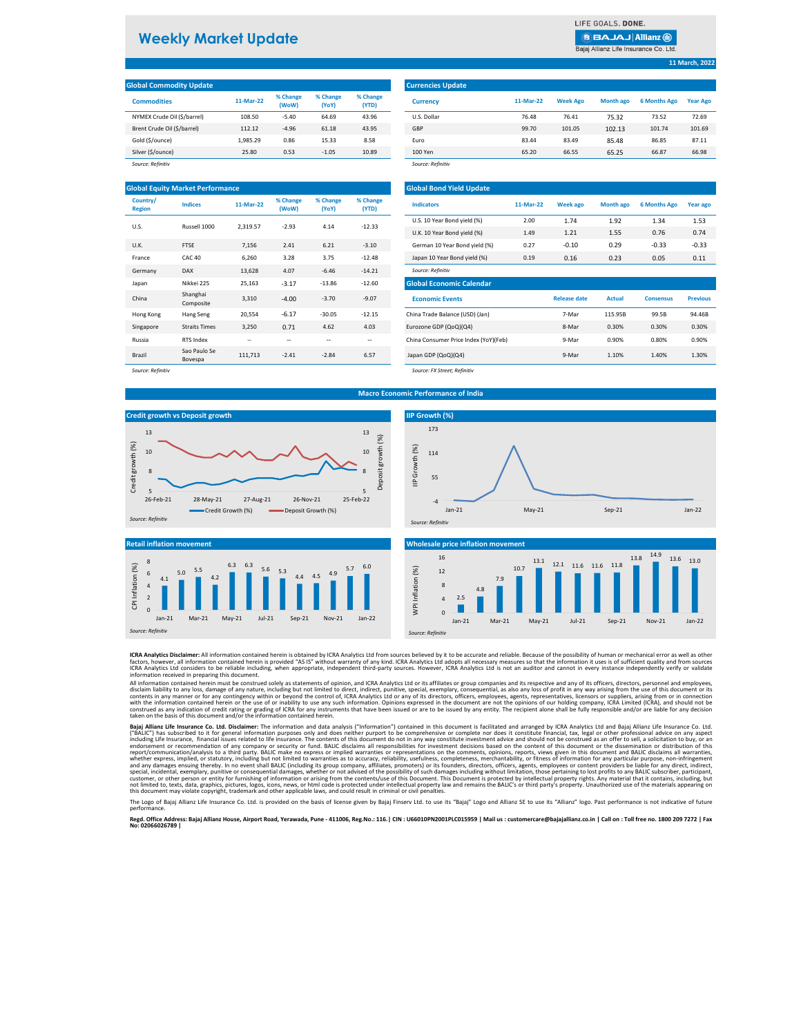# Weekly Market Update

LIFE GOALS. DONE.

BAJAJ | Allianz

Bajaj Allianz Life Insurance Co. Ltd.

**11 March, 2022**

## Global Commodity Update

| Commodities | 11-Mar-22 | % Change (WoW) | % Change (YoY) | % Change (YTD) |
|---|---|---|---|---|
| NYMEX Crude Oil ($/barrel) | 108.50 | -5.40 | 64.69 | 43.96 |
| Brent Crude Oil ($/barrel) | 112.12 | -4.96 | 61.18 | 43.95 |
| Gold ($/ounce) | 1,985.29 | 0.86 | 15.33 | 8.58 |
| Silver ($/ounce) | 25.80 | 0.53 | -1.05 | 10.89 |

*Source: Refinitiv*

## Currencies Update

| Currency | 11-Mar-22 | Week Ago | Month ago | 6 Months Ago | Year Ago |
|---|---|---|---|---|---|
| U.S. Dollar | 76.48 | 76.41 | 75.32 | 73.52 | 72.69 |
| GBP | 99.70 | 101.05 | 102.13 | 101.74 | 101.69 |
| Euro | 83.44 | 83.49 | 85.48 | 86.85 | 87.11 |
| 100 Yen | 65.20 | 66.55 | 65.25 | 66.87 | 66.98 |

*Source: Refinitiv*

## Global Equity Market Performance

| Country/ Region | Indices | 11-Mar-22 | % Change (WoW) | % Change (YoY) | % Change (YTD) |
|---|---|---|---|---|---|
| U.S. | Russell 1000 | 2,319.57 | -2.93 | 4.14 | -12.33 |
| U.K. | FTSE | 7,156 | 2.41 | 6.21 | -3.10 |
| France | CAC 40 | 6,260 | 3.28 | 3.75 | -12.48 |
| Germany | DAX | 13,628 | 4.07 | -6.46 | -14.21 |
| Japan | Nikkei 225 | 25,163 | -3.17 | -13.86 | -12.60 |
| China | Shanghai Composite | 3,310 | -4.00 | -3.70 | -9.07 |
| Hong Kong | Hang Seng | 20,554 | -6.17 | -30.05 | -12.15 |
| Singapore | Straits Times | 3,250 | 0.71 | 4.62 | 4.03 |
| Russia | RTS Index | -- | -- | -- | -- |
| Brazil | Sao Paulo Se Bovespa | 111,713 | -2.41 | -2.84 | 6.57 |

*Source: Refinitiv*

## Global Bond Yield Update

| Indicators | 11-Mar-22 | Week ago | Month ago | 6 Months Ago | Year ago |
|---|---|---|---|---|---|
| U.S. 10 Year Bond yield (%) | 2.00 | 1.74 | 1.92 | 1.34 | 1.53 |
| U.K. 10 Year Bond yield (%) | 1.49 | 1.21 | 1.55 | 0.76 | 0.74 |
| German 10 Year Bond yield (%) | 0.27 | -0.10 | 0.29 | -0.33 | -0.33 |
| Japan 10 Year Bond yield (%) | 0.19 | 0.16 | 0.23 | 0.05 | 0.11 |

*Source: Refinitiv*

## Global Economic Calendar

| Economic Events | Release date | Actual | Consensus | Previous |
|---|---|---|---|---|
| China Trade Balance (USD) (Jan) | 7-Mar | 115.95B | 99.5B | 94.46B |
| Eurozone GDP (QoQ)(Q4) | 8-Mar | 0.30% | 0.30% | 0.30% |
| China Consumer Price Index (YoY)(Feb) | 9-Mar | 0.90% | 0.80% | 0.90% |
| Japan GDP (QoQ)(Q4) | 9-Mar | 1.10% | 1.40% | 1.30% |

*Source: FX Street; Refinitiv*

## Macro Economic Performance of India

### Credit growth vs Deposit growth

Credit growth (%)
Deposit growth (%)
13, 10, 8, 5
26-Feb-21, 28-May-21, 27-Aug-21, 26-Nov-21, 25-Feb-22
Credit Growth (%)
Deposit Growth (%)

*Source: Refinitiv*

### IIP Growth (%)

IIP Growth (%)
173, 114, 55, -4
Jan-21, May-21, Sep-21, Jan-22

*Source: Refinitiv*

### Retail inflation movement

CPI Inflation (%)
8, 6, 4, 2, 0
4.1, 5.0, 5.5, 4.2, 6.3, 6.3, 5.6, 5.3, 4.4, 4.5, 4.9, 5.7, 6.0
Jan-21, Mar-21, May-21, Jul-21, Sep-21, Nov-21, Jan-22

*Source: Refinitiv*

### Wholesale price inflation movement

WPI Inflation (%)
16, 12, 8, 4, 0
2.5, 4.8, 7.9, 10.7, 13.1, 12.1, 11.6, 11.6, 11.8, 13.8, 14.9, 13.6, 13.0
Jan-21, Mar-21, May-21, Jul-21, Sep-21, Nov-21, Jan-22

*Source: Refinitiv*

**ICRA Analytics Disclaimer:** All information contained herein is obtained by ICRA Analytics Ltd from sources believed by it to be accurate and reliable. Because of the possibility of human or mechanical error as well as other factors, however, all information contained herein is provided "AS IS" without warranty of any kind. ICRA Analytics Ltd adopts all necessary measures so that the information it uses is of sufficient quality and from sources ICRA Analytics Ltd considers to be reliable including, when appropriate, independent third-party sources. However, ICRA Analytics Ltd is not an auditor and cannot in every instance independently verify or validate information received in preparing this document.

All information contained herein must be construed solely as statements of opinion, and ICRA Analytics Ltd or its affiliates or group companies and its respective and any of its officers, directors, personnel and employees, disclaim liability to any loss, damage of any nature, including but not limited to direct, indirect, punitive, special, exemplary, consequential, as also any loss of profit in any way arising from the use of this document or its contents in any manner or for any contingency within or beyond the control of, ICRA Analytics Ltd or any of its directors, officers, employees, agents, representatives, licensors or suppliers, arising from or in connection with the information contained herein or the use of or inability to use any such information. Opinions expressed in the document are not the opinions of our holding company, ICRA Limited (ICRA), and should not be construed as any indication of credit rating or grading of ICRA for any instruments that have been issued or are to be issued by any entity. The recipient alone shall be fully responsible and/or are liable for any decision taken on the basis of this document and/or the information contained herein.

**Bajaj Allianz Life Insurance Co. Ltd. Disclaimer:** The information and data analysis ("Information") contained in this document is facilitated and arranged by ICRA Analytics Ltd and Bajaj Allianz Life Insurance Co. Ltd. ("BALIC") has subscribed to it for general information purposes only and does neither purport to be comprehensive or complete nor does it constitute financial, tax, legal or other professional advice on any aspect including Life Insurance, financial issues related to life insurance. The contents of this document do not in any way constitute investment advice and should not be construed as an offer to sell, a solicitation to buy, or an endorsement or recommendation of any company or security or fund. BALIC disclaims all responsibilities for investment decisions based on the content of this document or the dissemination or distribution of this report/communication/analysis to a third party. BALIC make no express or implied warranties or representations on the comments, opinions, reports, views given in this document and BALIC disclaims all warranties, whether express, implied, or statutory, including but not limited to warranties as to accuracy, reliability, usefulness, completeness, merchantability, or fitness of information for any particular purpose, non-infringement and any damages ensuing thereby. In no event shall BALIC (including its group company, affiliates, promoters) or its founders, directors, officers, agents, employees or content providers be liable for any direct, indirect, special, incidental, exemplary, punitive or consequential damages, whether or not advised of the possibility of such damages including without limitation, those pertaining to lost profits to any BALIC subscriber, participant, customer, or other person or entity for furnishing of information or arising from the contents/use of this Document. This Document is protected by intellectual property rights. Any material that it contains, including, but not limited to, texts, data, graphics, pictures, logos, icons, news, or html code is protected under intellectual property law and remains the BALIC's or third party's property. Unauthorized use of the materials appearing on this document may violate copyright, trademark and other applicable laws, and could result in criminal or civil penalties.

The Logo of Bajaj Allianz Life Insurance Co. Ltd. is provided on the basis of license given by Bajaj Finserv Ltd. to use its "Bajaj" Logo and Allianz SE to use its "Allianz" logo. Past performance is not indicative of future performance.

**Regd. Office Address: Bajaj Allianz House, Airport Road, Yerawada, Pune - 411006, Reg.No.: 116.| CIN : U66010PN2001PLC015959 | Mail us : customercare@bajajallianz.co.in | Call on : Toll free no. 1800 209 7272 | Fax No: 02066026789 |**